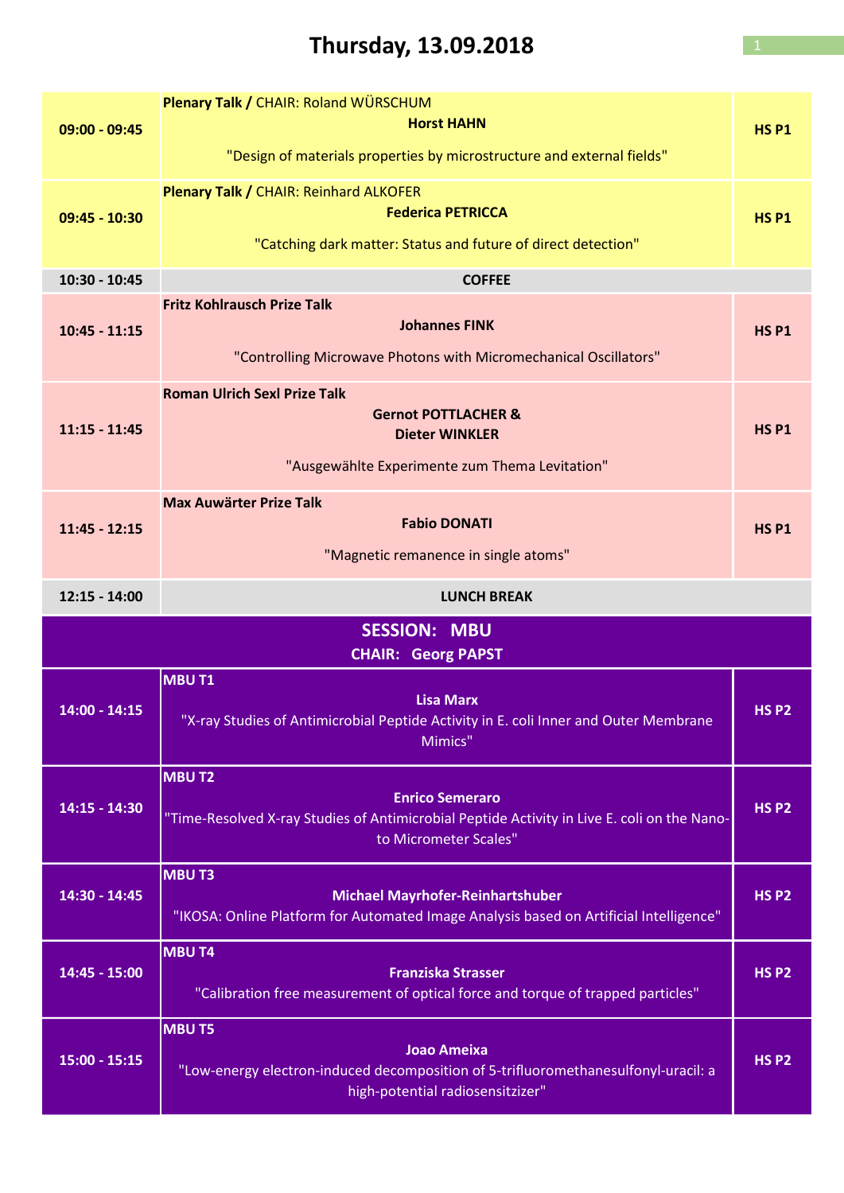# Thursday, 13.09.2018

| Time | Event | Room |
|---|---|---|
| 09:00 - 09:45 | **Plenary Talk /** CHAIR: Roland WÜRSCHUM<br>**Horst HAHN**<br>"Design of materials properties by microstructure and external fields" | **HS P1** |
| 09:45 - 10:30 | **Plenary Talk /** CHAIR: Reinhard ALKOFER<br>**Federica PETRICCA**<br>"Catching dark matter: Status and future of direct detection" | **HS P1** |
| 10:30 - 10:45 | **COFFEE** | |
| 10:45 - 11:15 | **Fritz Kohlrausch Prize Talk**<br>**Johannes FINK**<br>"Controlling Microwave Photons with Micromechanical Oscillators" | **HS P1** |
| 11:15 - 11:45 | **Roman Ulrich Sexl Prize Talk**<br>**Gernot POTTLACHER & Dieter WINKLER**<br>"Ausgewählte Experimente zum Thema Levitation" | **HS P1** |
| 11:45 - 12:15 | **Max Auwärter Prize Talk**<br>**Fabio DONATI**<br>"Magnetic remanence in single atoms" | **HS P1** |
| 12:15 - 14:00 | **LUNCH BREAK** | |

## SESSION: MBU

**CHAIR: Georg PAPST**

| Time | Event | Room |
|---|---|---|
| 14:00 - 14:15 | **MBU T1**<br>**Lisa Marx**<br>"X-ray Studies of Antimicrobial Peptide Activity in E. coli Inner and Outer Membrane Mimics" | **HS P2** |
| 14:15 - 14:30 | **MBU T2**<br>**Enrico Semeraro**<br>"Time-Resolved X-ray Studies of Antimicrobial Peptide Activity in Live E. coli on the Nano- to Micrometer Scales" | **HS P2** |
| 14:30 - 14:45 | **MBU T3**<br>**Michael Mayrhofer-Reinhartshuber**<br>"IKOSA: Online Platform for Automated Image Analysis based on Artificial Intelligence" | **HS P2** |
| 14:45 - 15:00 | **MBU T4**<br>**Franziska Strasser**<br>"Calibration free measurement of optical force and torque of trapped particles" | **HS P2** |
| 15:00 - 15:15 | **MBU T5**<br>**Joao Ameixa**<br>"Low-energy electron-induced decomposition of 5-trifluoromethanesulfonyl-uracil: a high-potential radiosensitizer" | **HS P2** |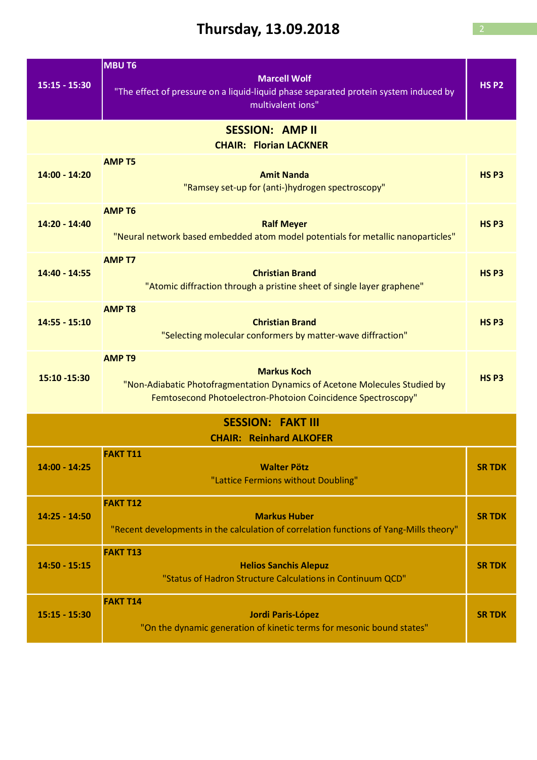# Thursday, 13.09.2018

| | | |
|---|---|---|
| 15:15 - 15:30 | **MBU T6**<br>**Marcell Wolf**<br>"The effect of pressure on a liquid-liquid phase separated protein system induced by multivalent ions" | **HS P2** |
| | **SESSION: AMP II**<br>**CHAIR: Florian LACKNER** | |
| 14:00 - 14:20 | **AMP T5**<br>**Amit Nanda**<br>"Ramsey set-up for (anti-)hydrogen spectroscopy" | **HS P3** |
| 14:20 - 14:40 | **AMP T6**<br>**Ralf Meyer**<br>"Neural network based embedded atom model potentials for metallic nanoparticles" | **HS P3** |
| 14:40 - 14:55 | **AMP T7**<br>**Christian Brand**<br>"Atomic diffraction through a pristine sheet of single layer graphene" | **HS P3** |
| 14:55 - 15:10 | **AMP T8**<br>**Christian Brand**<br>"Selecting molecular conformers by matter-wave diffraction" | **HS P3** |
| 15:10 -15:30 | **AMP T9**<br>**Markus Koch**<br>"Non-Adiabatic Photofragmentation Dynamics of Acetone Molecules Studied by Femtosecond Photoelectron-Photoion Coincidence Spectroscopy" | **HS P3** |
| | **SESSION: FAKT III**<br>**CHAIR: Reinhard ALKOFER** | |
| 14:00 - 14:25 | **FAKT T11**<br>**Walter Pötz**<br>"Lattice Fermions without Doubling" | **SR TDK** |
| 14:25 - 14:50 | **FAKT T12**<br>**Markus Huber**<br>"Recent developments in the calculation of correlation functions of Yang-Mills theory" | **SR TDK** |
| 14:50 - 15:15 | **FAKT T13**<br>**Helios Sanchis Alepuz**<br>"Status of Hadron Structure Calculations in Continuum QCD" | **SR TDK** |
| 15:15 - 15:30 | **FAKT T14**<br>**Jordi Paris-López**<br>"On the dynamic generation of kinetic terms for mesonic bound states" | **SR TDK** |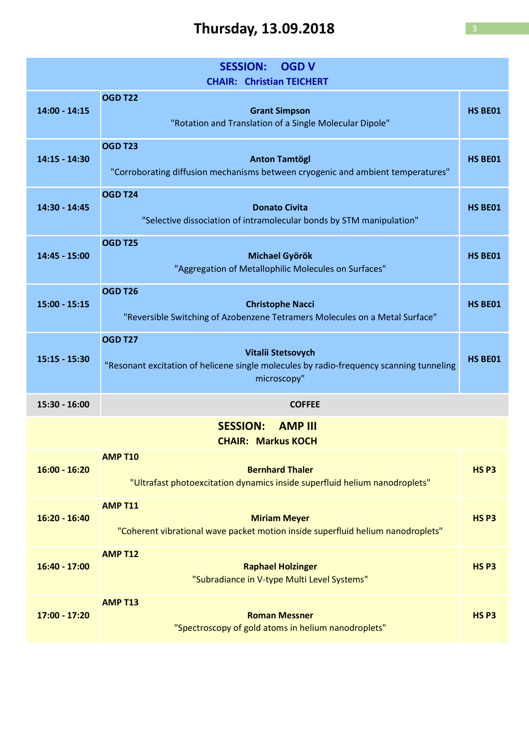# Thursday, 13.09.2018

| SESSION: OGD V<br>CHAIR: Christian TEICHERT | | |
|---|---|---|
| **14:00 - 14:15** | **OGD T22**<br>**Grant Simpson**<br>"Rotation and Translation of a Single Molecular Dipole" | **HS BE01** |
| **14:15 - 14:30** | **OGD T23**<br>**Anton Tamtögl**<br>"Corroborating diffusion mechanisms between cryogenic and ambient temperatures" | **HS BE01** |
| **14:30 - 14:45** | **OGD T24**<br>**Donato Civita**<br>"Selective dissociation of intramolecular bonds by STM manipulation" | **HS BE01** |
| **14:45 - 15:00** | **OGD T25**<br>**Michael Györök**<br>"Aggregation of Metallophilic Molecules on Surfaces" | **HS BE01** |
| **15:00 - 15:15** | **OGD T26**<br>**Christophe Nacci**<br>"Reversible Switching of Azobenzene Tetramers Molecules on a Metal Surface" | **HS BE01** |
| **15:15 - 15:30** | **OGD T27**<br>**Vitalii Stetsovych**<br>"Resonant excitation of helicene single molecules by radio-frequency scanning tunneling microscopy" | **HS BE01** |
| **15:30 - 16:00** | **COFFEE** | |

| SESSION: AMP III<br>CHAIR: Markus KOCH | | |
|---|---|---|
| **16:00 - 16:20** | **AMP T10**<br>**Bernhard Thaler**<br>"Ultrafast photoexcitation dynamics inside superfluid helium nanodroplets" | **HS P3** |
| **16:20 - 16:40** | **AMP T11**<br>**Miriam Meyer**<br>"Coherent vibrational wave packet motion inside superfluid helium nanodroplets" | **HS P3** |
| **16:40 - 17:00** | **AMP T12**<br>**Raphael Holzinger**<br>"Subradiance in V-type Multi Level Systems" | **HS P3** |
| **17:00 - 17:20** | **AMP T13**<br>**Roman Messner**<br>"Spectroscopy of gold atoms in helium nanodroplets" | **HS P3** |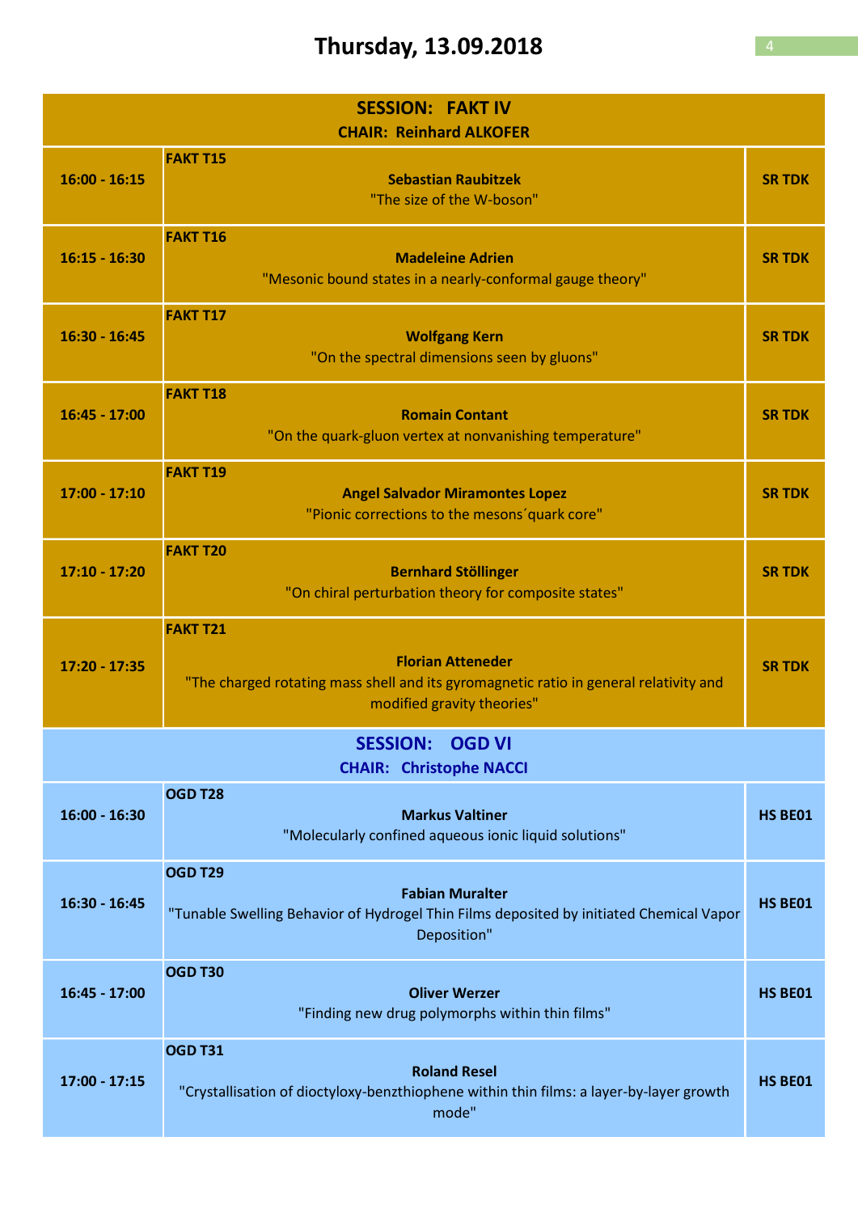# Thursday, 13.09.2018

| SESSION: FAKT IV<br>CHAIR: Reinhard ALKOFER | | |
|---|---|---|
| **16:00 - 16:15** | **FAKT T15**<br>**Sebastian Raubitzek**<br>"The size of the W-boson" | **SR TDK** |
| **16:15 - 16:30** | **FAKT T16**<br>**Madeleine Adrien**<br>"Mesonic bound states in a nearly-conformal gauge theory" | **SR TDK** |
| **16:30 - 16:45** | **FAKT T17**<br>**Wolfgang Kern**<br>"On the spectral dimensions seen by gluons" | **SR TDK** |
| **16:45 - 17:00** | **FAKT T18**<br>**Romain Contant**<br>"On the quark-gluon vertex at nonvanishing temperature" | **SR TDK** |
| **17:00 - 17:10** | **FAKT T19**<br>**Angel Salvador Miramontes Lopez**<br>"Pionic corrections to the mesons´quark core" | **SR TDK** |
| **17:10 - 17:20** | **FAKT T20**<br>**Bernhard Stöllinger**<br>"On chiral perturbation theory for composite states" | **SR TDK** |
| **17:20 - 17:35** | **FAKT T21**<br>**Florian Atteneder**<br>"The charged rotating mass shell and its gyromagnetic ratio in general relativity and modified gravity theories" | **SR TDK** |

| SESSION: OGD VI<br>CHAIR: Christophe NACCI | | |
|---|---|---|
| **16:00 - 16:30** | **OGD T28**<br>**Markus Valtiner**<br>"Molecularly confined aqueous ionic liquid solutions" | **HS BE01** |
| **16:30 - 16:45** | **OGD T29**<br>**Fabian Muralter**<br>"Tunable Swelling Behavior of Hydrogel Thin Films deposited by initiated Chemical Vapor Deposition" | **HS BE01** |
| **16:45 - 17:00** | **OGD T30**<br>**Oliver Werzer**<br>"Finding new drug polymorphs within thin films" | **HS BE01** |
| **17:00 - 17:15** | **OGD T31**<br>**Roland Resel**<br>"Crystallisation of dioctyloxy-benzthiophene within thin films: a layer-by-layer growth mode" | **HS BE01** |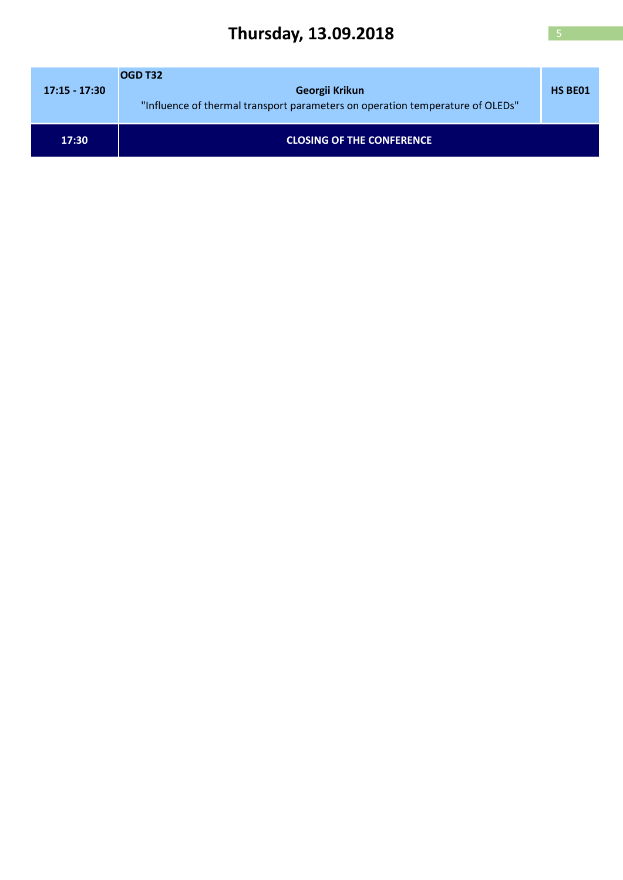# Thursday, 13.09.2018

| | | |
|---|---|---|
| **17:15 - 17:30** | **OGD T32**<br>**Georgii Krikun**<br>"Influence of thermal transport parameters on operation temperature of OLEDs" | **HS BE01** |
| **17:30** | **CLOSING OF THE CONFERENCE** | |